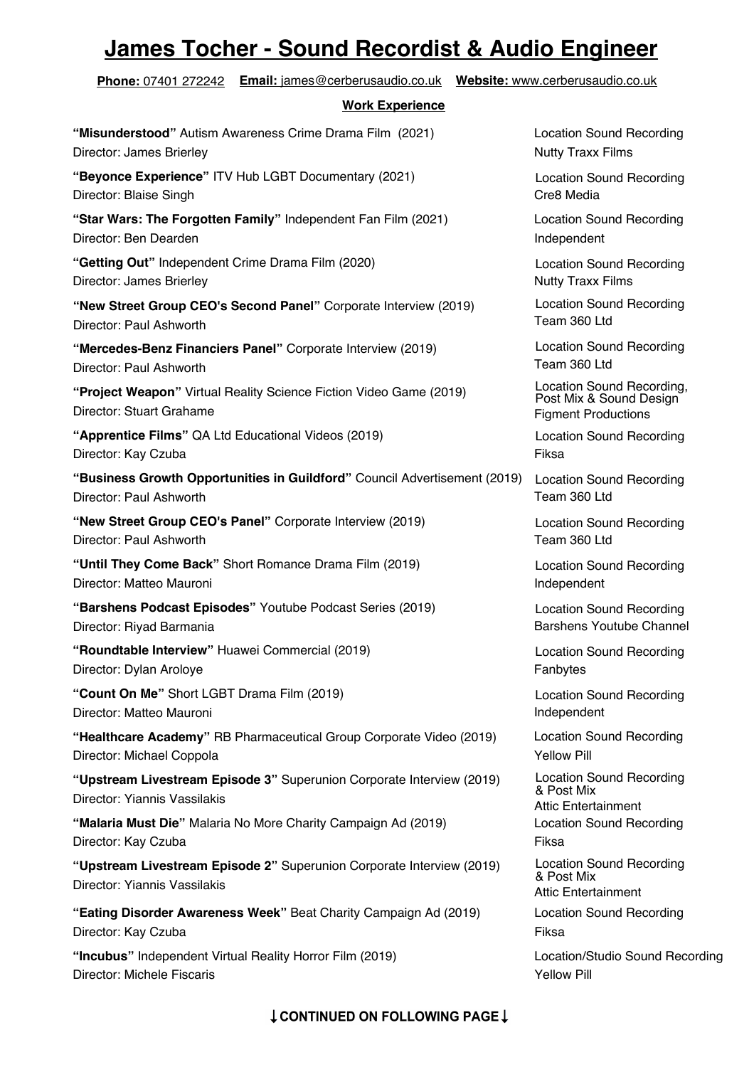# James Tocher - Sound Recordist & Audio Engineer

**Phone:** 07401 272242 **Email:** james@cerberusaudio.co.uk **Website:** www.cerberusaudio.co.uk

## Work Experience

**"Misunderstood"** Autism Awareness Crime Drama Film (2021) — Location Sound Recording
Director: James Brierley — Nutty Traxx Films

**"Beyonce Experience"** ITV Hub LGBT Documentary (2021) — Location Sound Recording
Director: Blaise Singh — Cre8 Media

**"Star Wars: The Forgotten Family"** Independent Fan Film (2021) — Location Sound Recording
Director: Ben Dearden — Independent

**"Getting Out"** Independent Crime Drama Film (2020) — Location Sound Recording
Director: James Brierley — Nutty Traxx Films

**"New Street Group CEO's Second Panel"** Corporate Interview (2019) — Location Sound Recording
Director: Paul Ashworth — Team 360 Ltd

**"Mercedes-Benz Financiers Panel"** Corporate Interview (2019) — Location Sound Recording
Director: Paul Ashworth — Team 360 Ltd

**"Project Weapon"** Virtual Reality Science Fiction Video Game (2019) — Location Sound Recording, Post Mix & Sound Design
Director: Stuart Grahame — Figment Productions

**"Apprentice Films"** QA Ltd Educational Videos (2019) — Location Sound Recording
Director: Kay Czuba — Fiksa

**"Business Growth Opportunities in Guildford"** Council Advertisement (2019) — Location Sound Recording
Director: Paul Ashworth — Team 360 Ltd

**"New Street Group CEO's Panel"** Corporate Interview (2019) — Location Sound Recording
Director: Paul Ashworth — Team 360 Ltd

**"Until They Come Back"** Short Romance Drama Film (2019) — Location Sound Recording
Director: Matteo Mauroni — Independent

**"Barshens Podcast Episodes"** Youtube Podcast Series (2019) — Location Sound Recording
Director: Riyad Barmania — Barshens Youtube Channel

**"Roundtable Interview"** Huawei Commercial (2019) — Location Sound Recording
Director: Dylan Aroloye — Fanbytes

**"Count On Me"** Short LGBT Drama Film (2019) — Location Sound Recording
Director: Matteo Mauroni — Independent

**"Healthcare Academy"** RB Pharmaceutical Group Corporate Video (2019) — Location Sound Recording
Director: Michael Coppola — Yellow Pill

**"Upstream Livestream Episode 3"** Superunion Corporate Interview (2019) — Location Sound Recording & Post Mix
Director: Yiannis Vassilakis — Attic Entertainment

**"Malaria Must Die"** Malaria No More Charity Campaign Ad (2019) — Location Sound Recording
Director: Kay Czuba — Fiksa

**"Upstream Livestream Episode 2"** Superunion Corporate Interview (2019) — Location Sound Recording & Post Mix
Director: Yiannis Vassilakis — Attic Entertainment

**"Eating Disorder Awareness Week"** Beat Charity Campaign Ad (2019) — Location Sound Recording
Director: Kay Czuba — Fiksa

**"Incubus"** Independent Virtual Reality Horror Film (2019) — Location/Studio Sound Recording
Director: Michele Fiscaris — Yellow Pill

**↓CONTINUED ON FOLLOWING PAGE↓**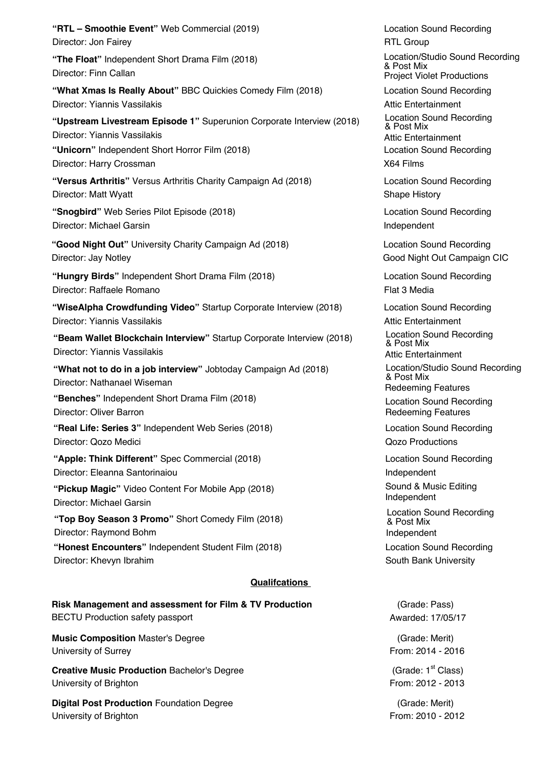**"RTL – Smoothie Event"** Web Commercial (2019)
Director: Jon Fairey
Location Sound Recording
RTL Group

**"The Float"** Independent Short Drama Film (2018)
Director: Finn Callan
Location/Studio Sound Recording & Post Mix
Project Violet Productions

**"What Xmas Is Really About"** BBC Quickies Comedy Film (2018)
Director: Yiannis Vassilakis
Location Sound Recording
Attic Entertainment

**"Upstream Livestream Episode 1"** Superunion Corporate Interview (2018)
Director: Yiannis Vassilakis
Location Sound Recording & Post Mix
Attic Entertainment

**"Unicorn"** Independent Short Horror Film (2018)
Director: Harry Crossman
Location Sound Recording
X64 Films

**"Versus Arthritis"** Versus Arthritis Charity Campaign Ad (2018)
Director: Matt Wyatt
Location Sound Recording
Shape History

**"Snogbird"** Web Series Pilot Episode (2018)
Director: Michael Garsin
Location Sound Recording
Independent

**"Good Night Out"** University Charity Campaign Ad (2018)
Director: Jay Notley
Location Sound Recording
Good Night Out Campaign CIC

**"Hungry Birds"** Independent Short Drama Film (2018)
Director: Raffaele Romano
Location Sound Recording
Flat 3 Media

**"WiseAlpha Crowdfunding Video"** Startup Corporate Interview (2018)
Director: Yiannis Vassilakis
Location Sound Recording
Attic Entertainment

**"Beam Wallet Blockchain Interview"** Startup Corporate Interview (2018)
Director: Yiannis Vassilakis
Location Sound Recording & Post Mix
Attic Entertainment

**"What not to do in a job interview"** Jobtoday Campaign Ad (2018)
Director: Nathanael Wiseman
Location/Studio Sound Recording & Post Mix
Redeeming Features

**"Benches"** Independent Short Drama Film (2018)
Director: Oliver Barron
Location Sound Recording
Redeeming Features

**"Real Life: Series 3"** Independent Web Series (2018)
Director: Qozo Medici
Location Sound Recording
Qozo Productions

**"Apple: Think Different"** Spec Commercial (2018)
Director: Eleanna Santorinaiou
Location Sound Recording
Independent

**"Pickup Magic"** Video Content For Mobile App (2018)
Director: Michael Garsin
Sound & Music Editing
Independent

**"Top Boy Season 3 Promo"** Short Comedy Film (2018)
Director: Raymond Bohm
Location Sound Recording & Post Mix
Independent

**"Honest Encounters"** Independent Student Film (2018)
Director: Khevyn Ibrahim
Location Sound Recording
South Bank University

## Qualifcations

**Risk Management and assessment for Film & TV Production** (Grade: Pass)
BECTU Production safety passport
Awarded: 17/05/17

**Music Composition** Master's Degree (Grade: Merit)
University of Surrey
From: 2014 - 2016

**Creative Music Production** Bachelor's Degree (Grade: 1st Class)
University of Brighton
From: 2012 - 2013

**Digital Post Production** Foundation Degree (Grade: Merit)
University of Brighton
From: 2010 - 2012